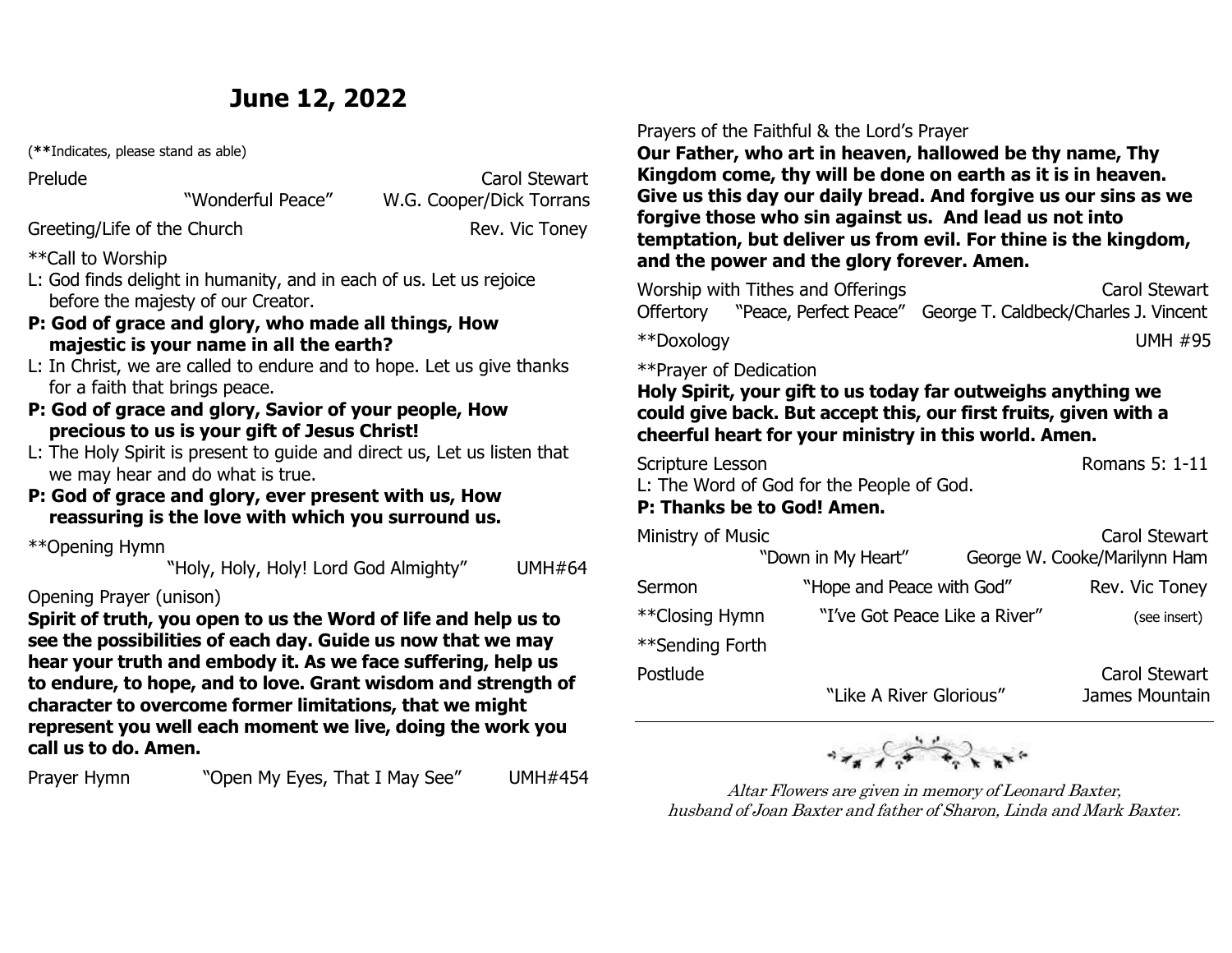# June 12, 2022

(**Indicates, please stand as able)

Prelude — Carol Stewart
"Wonderful Peace" — W.G. Cooper/Dick Torrans

Greeting/Life of the Church — Rev. Vic Toney

**Call to Worship

L: God finds delight in humanity, and in each of us. Let us rejoice before the majesty of our Creator.

**P: God of grace and glory, who made all things, How majestic is your name in all the earth?**

L: In Christ, we are called to endure and to hope. Let us give thanks for a faith that brings peace.

**P: God of grace and glory, Savior of your people, How precious to us is your gift of Jesus Christ!**

L: The Holy Spirit is present to guide and direct us, Let us listen that we may hear and do what is true.

**P: God of grace and glory, ever present with us, How reassuring is the love with which you surround us.**

**Opening Hymn
"Holy, Holy, Holy! Lord God Almighty" — UMH#64

Opening Prayer (unison)

**Spirit of truth, you open to us the Word of life and help us to see the possibilities of each day. Guide us now that we may hear your truth and embody it. As we face suffering, help us to endure, to hope, and to love. Grant wisdom and strength of character to overcome former limitations, that we might represent you well each moment we live, doing the work you call us to do. Amen.**

Prayer Hymn — "Open My Eyes, That I May See" — UMH#454

Prayers of the Faithful & the Lord's Prayer

**Our Father, who art in heaven, hallowed be thy name, Thy Kingdom come, thy will be done on earth as it is in heaven. Give us this day our daily bread. And forgive us our sins as we forgive those who sin against us. And lead us not into temptation, but deliver us from evil. For thine is the kingdom, and the power and the glory forever. Amen.**

Worship with Tithes and Offerings — Carol Stewart
Offertory — "Peace, Perfect Peace" — George T. Caldbeck/Charles J. Vincent

**Doxology — UMH #95

**Prayer of Dedication

**Holy Spirit, your gift to us today far outweighs anything we could give back. But accept this, our first fruits, given with a cheerful heart for your ministry in this world. Amen.**

Scripture Lesson — Romans 5: 1-11

L: The Word of God for the People of God.

**P: Thanks be to God! Amen.**

Ministry of Music — Carol Stewart
"Down in My Heart" — George W. Cooke/Marilynn Ham

Sermon — "Hope and Peace with God" — Rev. Vic Toney

**Closing Hymn — "I've Got Peace Like a River" — (see insert)

**Sending Forth

Postlude — Carol Stewart
"Like A River Glorious" — James Mountain

---

*Altar Flowers are given in memory of Leonard Baxter, husband of Joan Baxter and father of Sharon, Linda and Mark Baxter.*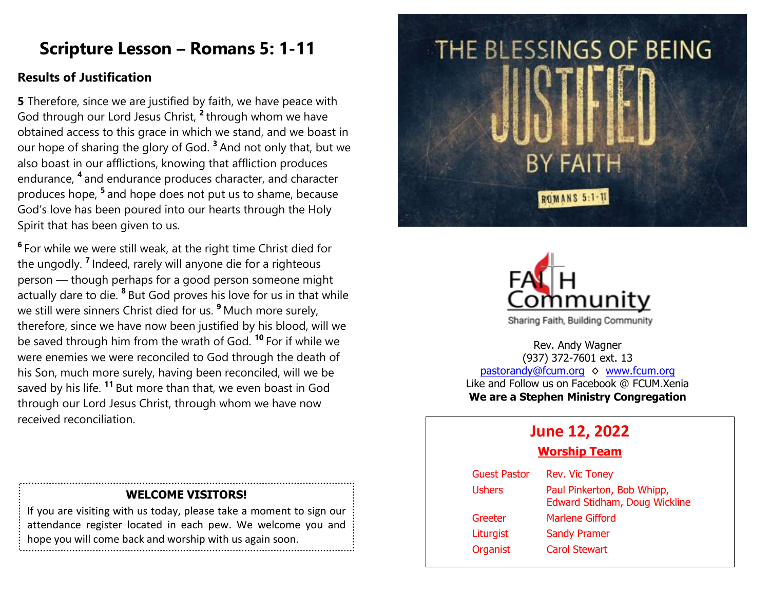# Scripture Lesson – Romans 5: 1-11

### Results of Justification

**5** Therefore, since we are justified by faith, we have peace with God through our Lord Jesus Christ, [2] through whom we have obtained access to this grace in which we stand, and we boast in our hope of sharing the glory of God. [3] And not only that, but we also boast in our afflictions, knowing that affliction produces endurance, [4] and endurance produces character, and character produces hope, [5] and hope does not put us to shame, because God's love has been poured into our hearts through the Holy Spirit that has been given to us.

[6] For while we were still weak, at the right time Christ died for the ungodly. [7] Indeed, rarely will anyone die for a righteous person — though perhaps for a good person someone might actually dare to die. [8] But God proves his love for us in that while we still were sinners Christ died for us. [9] Much more surely, therefore, since we have now been justified by his blood, will we be saved through him from the wrath of God. [10] For if while we were enemies we were reconciled to God through the death of his Son, much more surely, having been reconciled, will we be saved by his life. [11] But more than that, we even boast in God through our Lord Jesus Christ, through whom we have now received reconciliation.

**WELCOME VISITORS!**

If you are visiting with us today, please take a moment to sign our attendance register located in each pew. We welcome you and hope you will come back and worship with us again soon.

THE BLESSINGS OF BEING JUSTIFIED BY FAITH

ROMANS 5:1-11

FAITH Community

Sharing Faith, Building Community

Rev. Andy Wagner
(937) 372-7601 ext. 13
pastorandy@fcum.org ◊ www.fcum.org
Like and Follow us on Facebook @ FCUM.Xenia
**We are a Stephen Ministry Congregation**

## June 12, 2022

### Worship Team

| | |
|---|---|
| Guest Pastor | Rev. Vic Toney |
| Ushers | Paul Pinkerton, Bob Whipp, Edward Stidham, Doug Wickline |
| Greeter | Marlene Gifford |
| Liturgist | Sandy Pramer |
| Organist | Carol Stewart |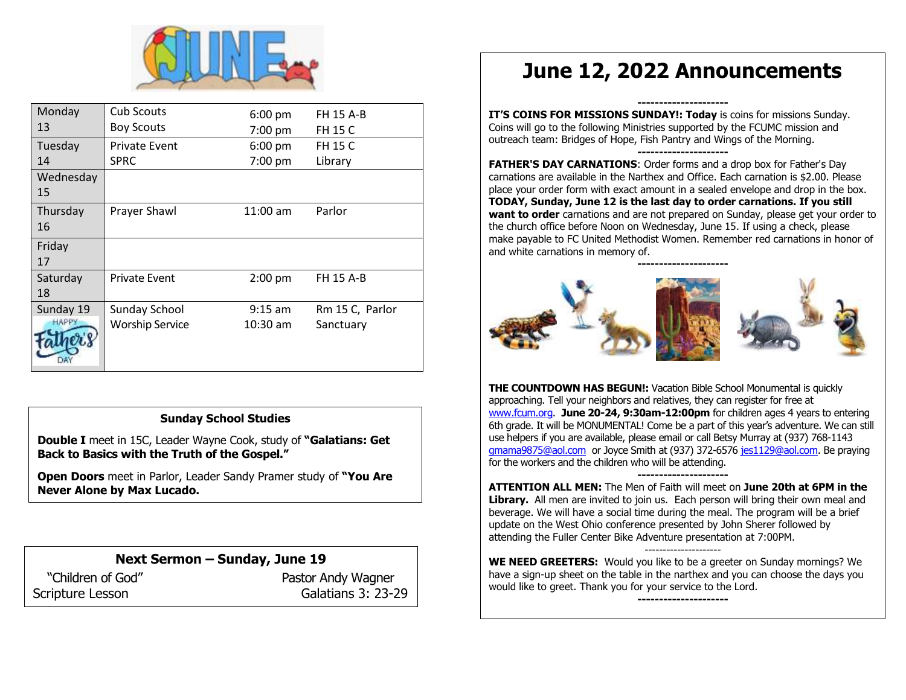# JUNE

| Day | Event | Time | Location |
|---|---|---|---|
| Monday 13 | Cub Scouts<br>Boy Scouts | 6:00 pm<br>7:00 pm | FH 15 A-B<br>FH 15 C |
| Tuesday 14 | Private Event<br>SPRC | 6:00 pm<br>7:00 pm | FH 15 C<br>Library |
| Wednesday 15 | | | |
| Thursday 16 | Prayer Shawl | 11:00 am | Parlor |
| Friday 17 | | | |
| Saturday 18 | Private Event | 2:00 pm | FH 15 A-B |
| Sunday 19<br>HAPPY Father's DAY | Sunday School<br>Worship Service | 9:15 am<br>10:30 am | Rm 15 C, Parlor<br>Sanctuary |

### Sunday School Studies

**Double I** meet in 15C, Leader Wayne Cook, study of **"Galatians: Get Back to Basics with the Truth of the Gospel."**

**Open Doors** meet in Parlor, Leader Sandy Pramer study of **"You Are Never Alone by Max Lucado.**

### Next Sermon – Sunday, June 19

"Children of God" — Pastor Andy Wagner

Scripture Lesson — Galatians 3: 23-29

# June 12, 2022 Announcements

---------------------

**IT'S COINS FOR MISSIONS SUNDAY!: Today** is coins for missions Sunday. Coins will go to the following Ministries supported by the FCUMC mission and outreach team: Bridges of Hope, Fish Pantry and Wings of the Morning.

---------------------

**FATHER'S DAY CARNATIONS**: Order forms and a drop box for Father's Day carnations are available in the Narthex and Office. Each carnation is $2.00. Please place your order form with exact amount in a sealed envelope and drop in the box. **TODAY, Sunday, June 12 is the last day to order carnations. If you still want to order** carnations and are not prepared on Sunday, please get your order to the church office before Noon on Wednesday, June 15. If using a check, please make payable to FC United Methodist Women. Remember red carnations in honor of and white carnations in memory of.

---------------------

**THE COUNTDOWN HAS BEGUN!:** Vacation Bible School Monumental is quickly approaching. Tell your neighbors and relatives, they can register for free at www.fcum.org. **June 20-24, 9:30am-12:00pm** for children ages 4 years to entering 6th grade. It will be MONUMENTAL! Come be a part of this year's adventure. We can still use helpers if you are available, please email or call Betsy Murray at (937) 768-1143 gmama9875@aol.com or Joyce Smith at (937) 372-6576 jes1129@aol.com. Be praying for the workers and the children who will be attending.

---------------------

**ATTENTION ALL MEN:** The Men of Faith will meet on **June 20th at 6PM in the Library.** All men are invited to join us. Each person will bring their own meal and beverage. We will have a social time during the meal. The program will be a brief update on the West Ohio conference presented by John Sherer followed by attending the Fuller Center Bike Adventure presentation at 7:00PM.

---------------------

**WE NEED GREETERS:** Would you like to be a greeter on Sunday mornings? We have a sign-up sheet on the table in the narthex and you can choose the days you would like to greet. Thank you for your service to the Lord.

---------------------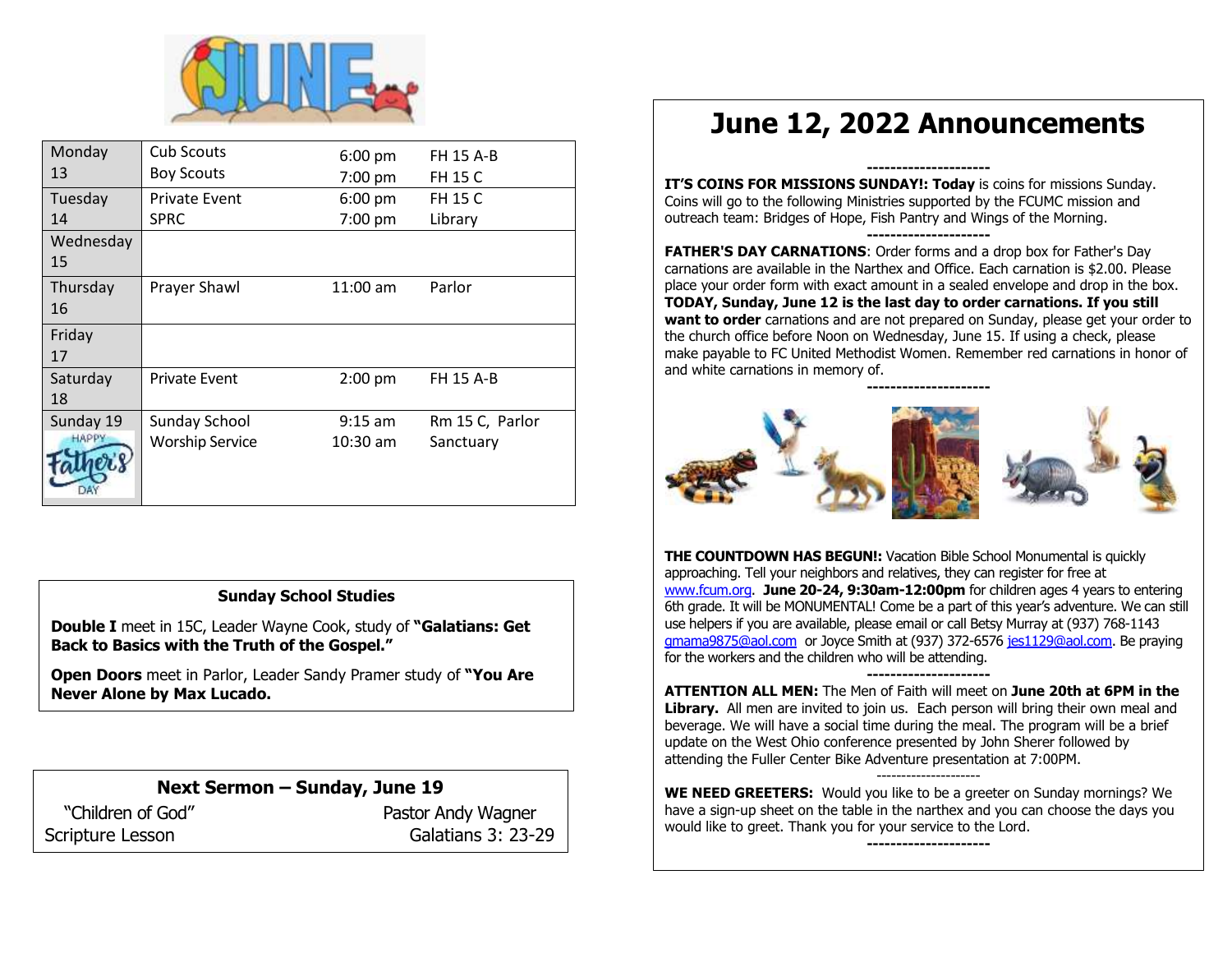# JUNE

| | | | |
|---|---|---|---|
| Monday 13 | Cub Scouts<br>Boy Scouts | 6:00 pm<br>7:00 pm | FH 15 A-B<br>FH 15 C |
| Tuesday 14 | Private Event<br>SPRC | 6:00 pm<br>7:00 pm | FH 15 C<br>Library |
| Wednesday 15 | | | |
| Thursday 16 | Prayer Shawl | 11:00 am | Parlor |
| Friday 17 | | | |
| Saturday 18 | Private Event | 2:00 pm | FH 15 A-B |
| Sunday 19<br>Happy Father's Day | Sunday School<br>Worship Service | 9:15 am<br>10:30 am | Rm 15 C, Parlor<br>Sanctuary |

**Sunday School Studies**

**Double I** meet in 15C, Leader Wayne Cook, study of **"Galatians: Get Back to Basics with the Truth of the Gospel."**

**Open Doors** meet in Parlor, Leader Sandy Pramer study of **"You Are Never Alone by Max Lucado.**

**Next Sermon – Sunday, June 19**

"Children of God" — Pastor Andy Wagner

Scripture Lesson — Galatians 3: 23-29

# June 12, 2022 Announcements

---------------------

**IT'S COINS FOR MISSIONS SUNDAY!: Today** is coins for missions Sunday. Coins will go to the following Ministries supported by the FCUMC mission and outreach team: Bridges of Hope, Fish Pantry and Wings of the Morning.

---------------------

**FATHER'S DAY CARNATIONS**: Order forms and a drop box for Father's Day carnations are available in the Narthex and Office. Each carnation is $2.00. Please place your order form with exact amount in a sealed envelope and drop in the box. **TODAY, Sunday, June 12 is the last day to order carnations. If you still want to order** carnations and are not prepared on Sunday, please get your order to the church office before Noon on Wednesday, June 15. If using a check, please make payable to FC United Methodist Women. Remember red carnations in honor of and white carnations in memory of.

---------------------

**THE COUNTDOWN HAS BEGUN!:** Vacation Bible School Monumental is quickly approaching. Tell your neighbors and relatives, they can register for free at www.fcum.org. **June 20-24, 9:30am-12:00pm** for children ages 4 years to entering 6th grade. It will be MONUMENTAL! Come be a part of this year's adventure. We can still use helpers if you are available, please email or call Betsy Murray at (937) 768-1143 gmama9875@aol.com or Joyce Smith at (937) 372-6576 jes1129@aol.com. Be praying for the workers and the children who will be attending.

---------------------

**ATTENTION ALL MEN:** The Men of Faith will meet on **June 20th at 6PM in the Library.** All men are invited to join us. Each person will bring their own meal and beverage. We will have a social time during the meal. The program will be a brief update on the West Ohio conference presented by John Sherer followed by attending the Fuller Center Bike Adventure presentation at 7:00PM.

---------------------

**WE NEED GREETERS:** Would you like to be a greeter on Sunday mornings? We have a sign-up sheet on the table in the narthex and you can choose the days you would like to greet. Thank you for your service to the Lord.

---------------------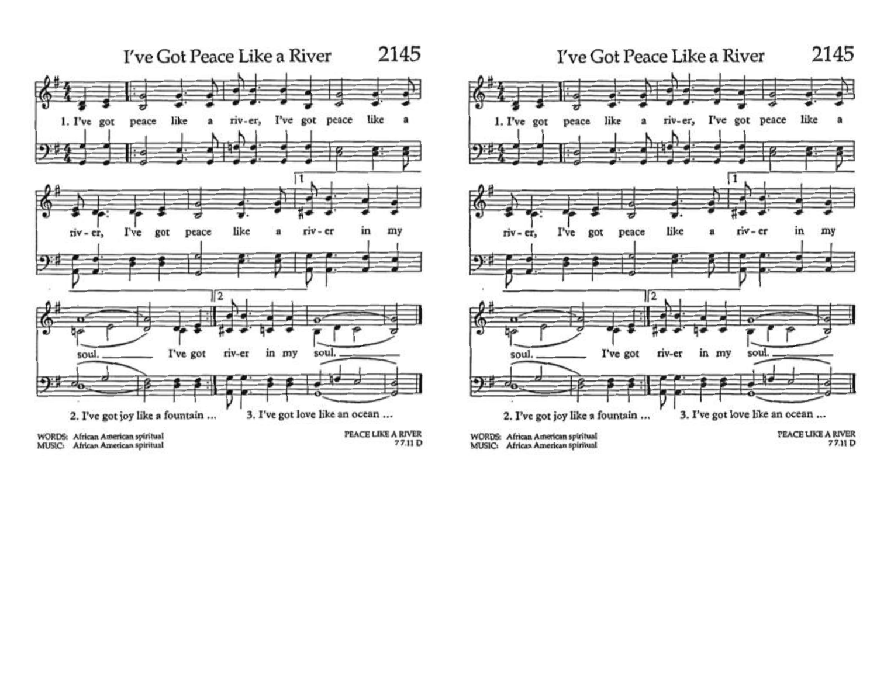## I've Got Peace Like a River 2145

1. I've got peace like a river, I've got peace like a river, I've got peace like a river in my soul. I've got river in my soul.

2. I've got joy like a fountain ...

3. I've got love like an ocean ...

WORDS: African American spiritual
MUSIC: African American spiritual

PEACE LIKE A RIVER
7 7.11 D

## I've Got Peace Like a River 2145

1. I've got peace like a river, I've got peace like a river, I've got peace like a river in my soul. I've got river in my soul.

2. I've got joy like a fountain ...

3. I've got love like an ocean ...

WORDS: African American spiritual
MUSIC: African American spiritual

PEACE LIKE A RIVER
7 7.11 D